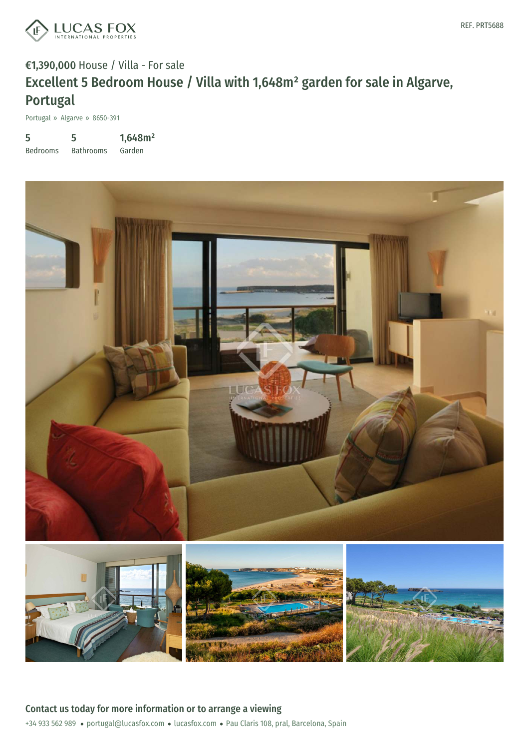LUCAS FOX
INTERNATIONAL PROPERTIES

REF. PRT5688

€1,390,000 House / Villa - For sale

# Excellent 5 Bedroom House / Villa with 1,648m² garden for sale in Algarve, Portugal

Portugal » Algarve » 8650-391

| 5 | 5 | 1,648m² |
|---|---|---|
| Bedrooms | Bathrooms | Garden |

## Contact us today for more information or to arrange a viewing

+34 933 562 989 • portugal@lucasfox.com • lucasfox.com • Pau Claris 108, pral, Barcelona, Spain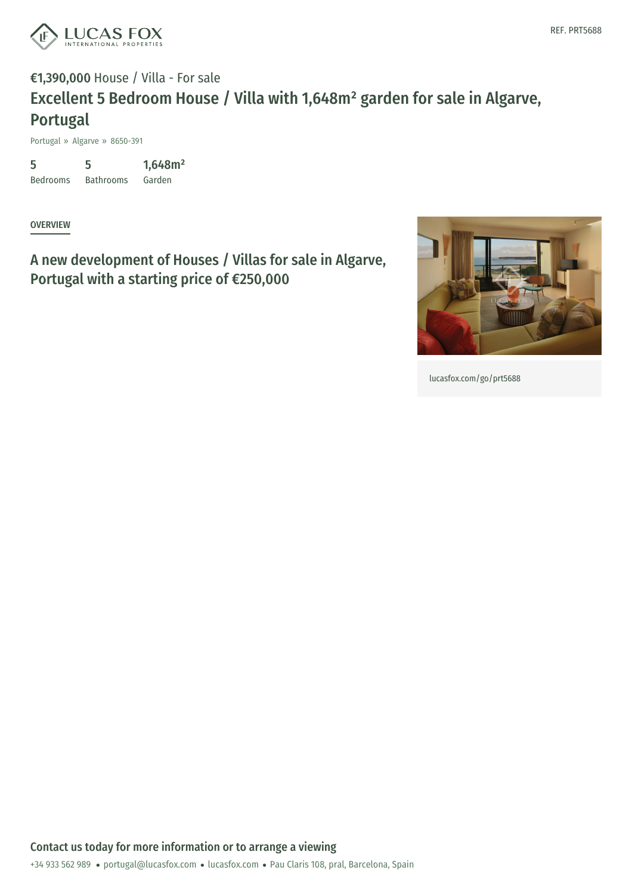REF. PRT5688

€1,390,000 House / Villa - For sale

# Excellent 5 Bedroom House / Villa with 1,648m² garden for sale in Algarve, Portugal

Portugal » Algarve » 8650-391

| 5 | 5 | 1,648m² |
|---|---|---|
| Bedrooms | Bathrooms | Garden |

## OVERVIEW

## A new development of Houses / Villas for sale in Algarve, Portugal with a starting price of €250,000

lucasfox.com/go/prt5688

**Contact us today for more information or to arrange a viewing**

+34 933 562 989 • portugal@lucasfox.com • lucasfox.com • Pau Claris 108, pral, Barcelona, Spain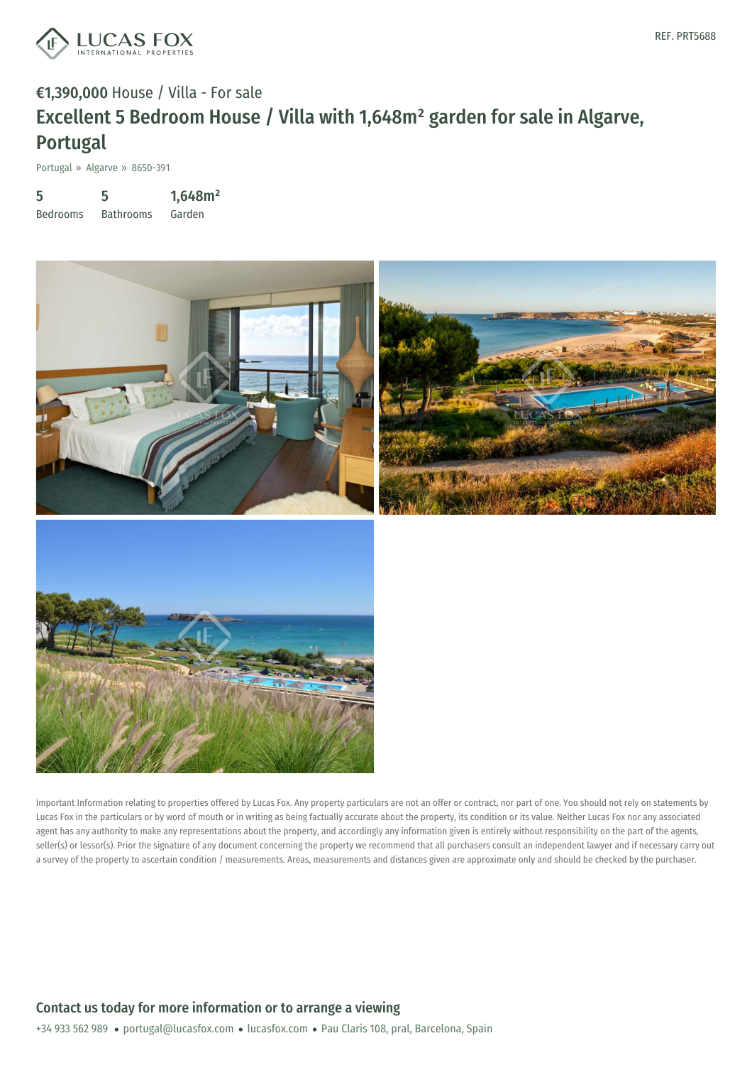REF. PRT5688

€1,390,000 House / Villa - For sale

# Excellent 5 Bedroom House / Villa with 1,648m² garden for sale in Algarve, Portugal

Portugal » Algarve » 8650-391

| 5 | 5 | 1,648m² |
|---|---|---|
| Bedrooms | Bathrooms | Garden |

Important Information relating to properties offered by Lucas Fox. Any property particulars are not an offer or contract, nor part of one. You should not rely on statements by Lucas Fox in the particulars or by word of mouth or in writing as being factually accurate about the property, its condition or its value. Neither Lucas Fox nor any associated agent has any authority to make any representations about the property, and accordingly any information given is entirely without responsibility on the part of the agents, seller(s) or lessor(s). Prior the signature of any document concerning the property we recommend that all purchasers consult an independent lawyer and if necessary carry out a survey of the property to ascertain condition / measurements. Areas, measurements and distances given are approximate only and should be checked by the purchaser.

## Contact us today for more information or to arrange a viewing

+34 933 562 989 • portugal@lucasfox.com • lucasfox.com • Pau Claris 108, pral, Barcelona, Spain